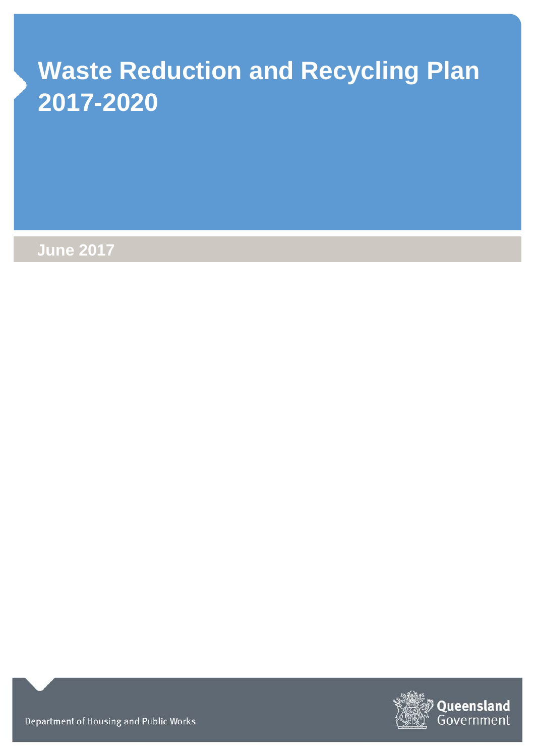# Waste Reduction and Recycling Plan 2017-2020

June 2017

Department of Housing and Public Works

Queensland Government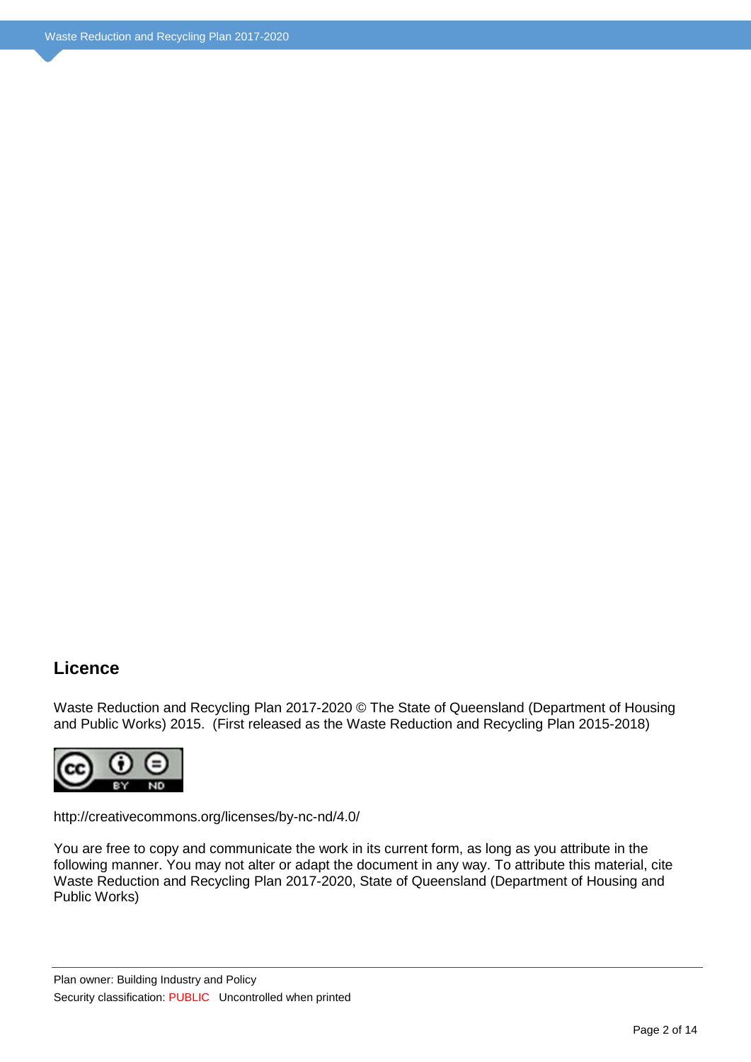## Licence

Waste Reduction and Recycling Plan 2017-2020 © The State of Queensland (Department of Housing and Public Works) 2015. (First released as the Waste Reduction and Recycling Plan 2015-2018)

http://creativecommons.org/licenses/by-nc-nd/4.0/

You are free to copy and communicate the work in its current form, as long as you attribute in the following manner. You may not alter or adapt the document in any way. To attribute this material, cite Waste Reduction and Recycling Plan 2017-2020, State of Queensland (Department of Housing and Public Works)

Plan owner: Building Industry and Policy

Security classification: PUBLIC Uncontrolled when printed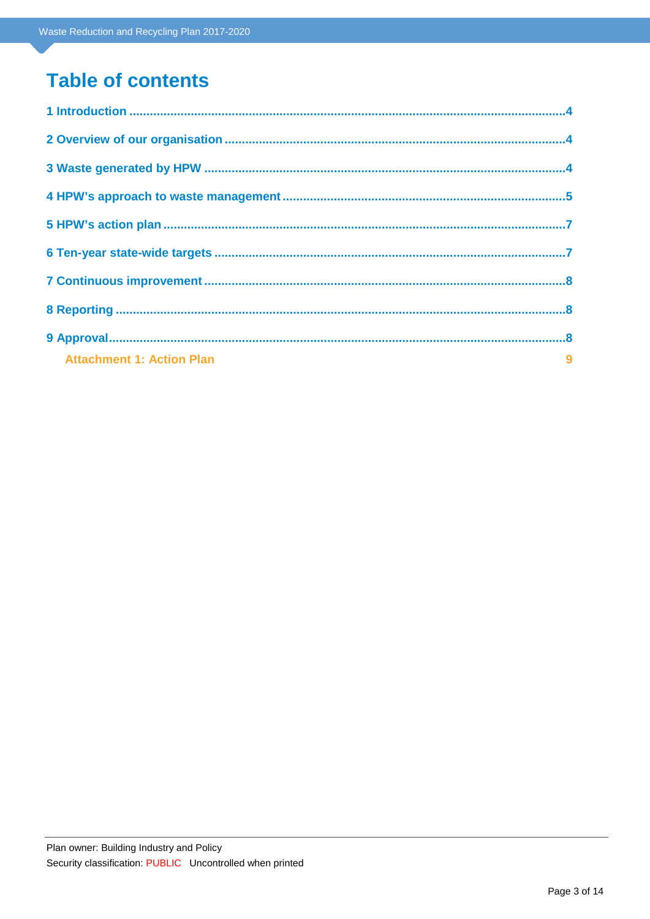# Table of contents

1 Introduction .......................................................................................................................4

2 Overview of our organisation ..............................................................................................4

3 Waste generated by HPW ...................................................................................................4

4 HPW's approach to waste management ..............................................................................5

5 HPW's action plan ..............................................................................................................7

6 Ten-year state-wide targets ................................................................................................7

7 Continuous improvement ...................................................................................................8

8 Reporting ...........................................................................................................................8

9 Approval.............................................................................................................................8

Attachment 1: Action Plan 9

Plan owner: Building Industry and Policy

Security classification: PUBLIC Uncontrolled when printed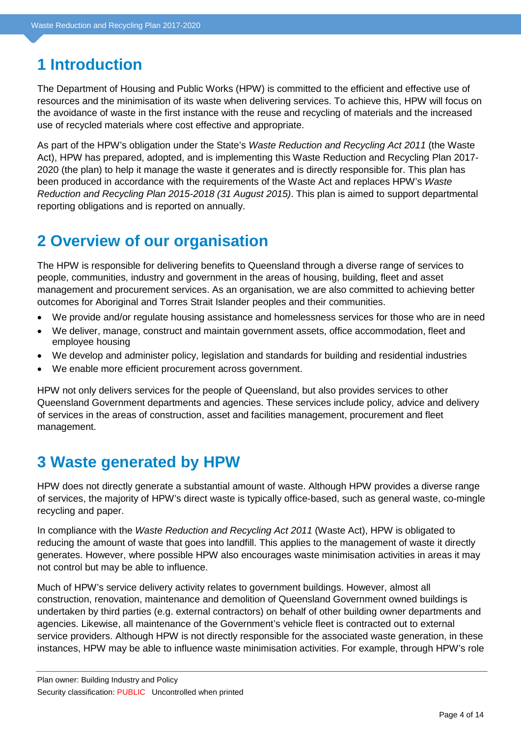# 1 Introduction

The Department of Housing and Public Works (HPW) is committed to the efficient and effective use of resources and the minimisation of its waste when delivering services. To achieve this, HPW will focus on the avoidance of waste in the first instance with the reuse and recycling of materials and the increased use of recycled materials where cost effective and appropriate.

As part of the HPW's obligation under the State's *Waste Reduction and Recycling Act 2011* (the Waste Act), HPW has prepared, adopted, and is implementing this Waste Reduction and Recycling Plan 2017-2020 (the plan) to help it manage the waste it generates and is directly responsible for. This plan has been produced in accordance with the requirements of the Waste Act and replaces HPW's *Waste Reduction and Recycling Plan 2015-2018 (31 August 2015)*. This plan is aimed to support departmental reporting obligations and is reported on annually.

# 2 Overview of our organisation

The HPW is responsible for delivering benefits to Queensland through a diverse range of services to people, communities, industry and government in the areas of housing, building, fleet and asset management and procurement services. As an organisation, we are also committed to achieving better outcomes for Aboriginal and Torres Strait Islander peoples and their communities.

- We provide and/or regulate housing assistance and homelessness services for those who are in need
- We deliver, manage, construct and maintain government assets, office accommodation, fleet and employee housing
- We develop and administer policy, legislation and standards for building and residential industries
- We enable more efficient procurement across government.

HPW not only delivers services for the people of Queensland, but also provides services to other Queensland Government departments and agencies. These services include policy, advice and delivery of services in the areas of construction, asset and facilities management, procurement and fleet management.

# 3 Waste generated by HPW

HPW does not directly generate a substantial amount of waste. Although HPW provides a diverse range of services, the majority of HPW's direct waste is typically office-based, such as general waste, co-mingle recycling and paper.

In compliance with the *Waste Reduction and Recycling Act 2011* (Waste Act), HPW is obligated to reducing the amount of waste that goes into landfill. This applies to the management of waste it directly generates. However, where possible HPW also encourages waste minimisation activities in areas it may not control but may be able to influence.

Much of HPW's service delivery activity relates to government buildings. However, almost all construction, renovation, maintenance and demolition of Queensland Government owned buildings is undertaken by third parties (e.g. external contractors) on behalf of other building owner departments and agencies. Likewise, all maintenance of the Government's vehicle fleet is contracted out to external service providers. Although HPW is not directly responsible for the associated waste generation, in these instances, HPW may be able to influence waste minimisation activities. For example, through HPW's role

Plan owner: Building Industry and Policy

Security classification: PUBLIC Uncontrolled when printed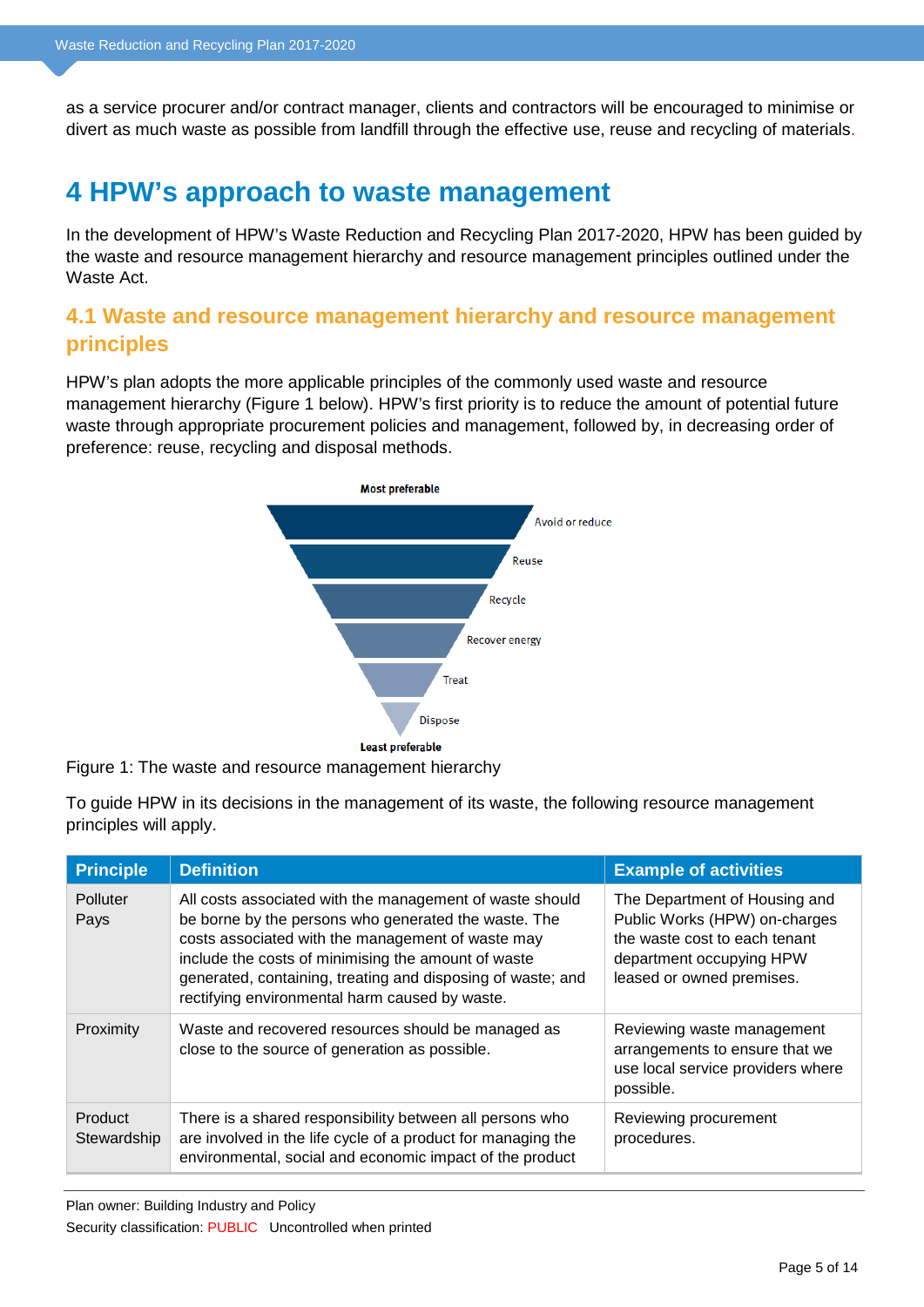as a service procurer and/or contract manager, clients and contractors will be encouraged to minimise or divert as much waste as possible from landfill through the effective use, reuse and recycling of materials.

# 4 HPW's approach to waste management

In the development of HPW's Waste Reduction and Recycling Plan 2017-2020, HPW has been guided by the waste and resource management hierarchy and resource management principles outlined under the Waste Act.

## 4.1 Waste and resource management hierarchy and resource management principles

HPW's plan adopts the more applicable principles of the commonly used waste and resource management hierarchy (Figure 1 below). HPW's first priority is to reduce the amount of potential future waste through appropriate procurement policies and management, followed by, in decreasing order of preference: reuse, recycling and disposal methods.

Most preferable

- Avoid or reduce
- Reuse
- Recycle
- Recover energy
- Treat
- Dispose

Least preferable

Figure 1: The waste and resource management hierarchy

To guide HPW in its decisions in the management of its waste, the following resource management principles will apply.

| Principle | Definition | Example of activities |
|---|---|---|
| Polluter Pays | All costs associated with the management of waste should be borne by the persons who generated the waste. The costs associated with the management of waste may include the costs of minimising the amount of waste generated, containing, treating and disposing of waste; and rectifying environmental harm caused by waste. | The Department of Housing and Public Works (HPW) on-charges the waste cost to each tenant department occupying HPW leased or owned premises. |
| Proximity | Waste and recovered resources should be managed as close to the source of generation as possible. | Reviewing waste management arrangements to ensure that we use local service providers where possible. |
| Product Stewardship | There is a shared responsibility between all persons who are involved in the life cycle of a product for managing the environmental, social and economic impact of the product | Reviewing procurement procedures. |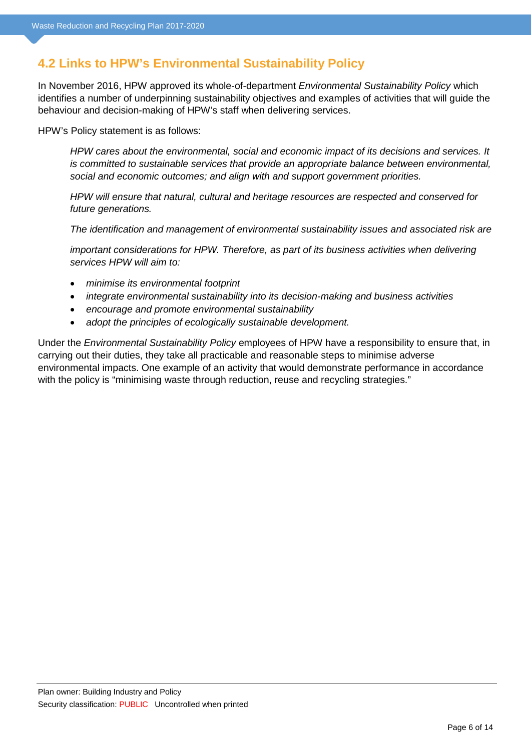## 4.2 Links to HPW's Environmental Sustainability Policy

In November 2016, HPW approved its whole-of-department *Environmental Sustainability Policy* which identifies a number of underpinning sustainability objectives and examples of activities that will guide the behaviour and decision-making of HPW's staff when delivering services.

HPW's Policy statement is as follows:

> *HPW cares about the environmental, social and economic impact of its decisions and services. It is committed to sustainable services that provide an appropriate balance between environmental, social and economic outcomes; and align with and support government priorities.*
>
> *HPW will ensure that natural, cultural and heritage resources are respected and conserved for future generations.*
>
> *The identification and management of environmental sustainability issues and associated risk are*
>
> *important considerations for HPW. Therefore, as part of its business activities when delivering services HPW will aim to:*
>
> - *minimise its environmental footprint*
> - *integrate environmental sustainability into its decision-making and business activities*
> - *encourage and promote environmental sustainability*
> - *adopt the principles of ecologically sustainable development.*

Under the *Environmental Sustainability Policy* employees of HPW have a responsibility to ensure that, in carrying out their duties, they take all practicable and reasonable steps to minimise adverse environmental impacts. One example of an activity that would demonstrate performance in accordance with the policy is "minimising waste through reduction, reuse and recycling strategies."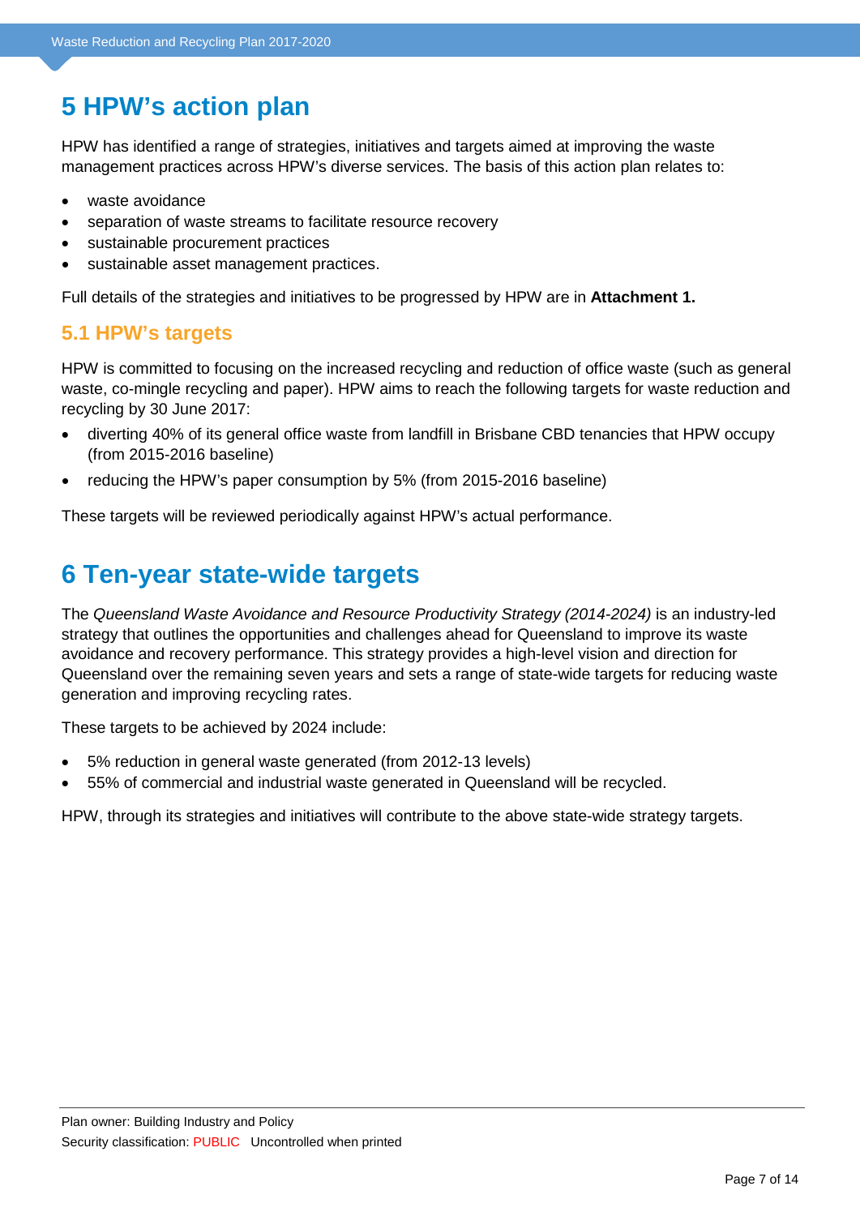# 5 HPW's action plan

HPW has identified a range of strategies, initiatives and targets aimed at improving the waste management practices across HPW's diverse services. The basis of this action plan relates to:

- waste avoidance
- separation of waste streams to facilitate resource recovery
- sustainable procurement practices
- sustainable asset management practices.

Full details of the strategies and initiatives to be progressed by HPW are in **Attachment 1.**

## 5.1 HPW's targets

HPW is committed to focusing on the increased recycling and reduction of office waste (such as general waste, co-mingle recycling and paper). HPW aims to reach the following targets for waste reduction and recycling by 30 June 2017:

- diverting 40% of its general office waste from landfill in Brisbane CBD tenancies that HPW occupy (from 2015-2016 baseline)
- reducing the HPW's paper consumption by 5% (from 2015-2016 baseline)

These targets will be reviewed periodically against HPW's actual performance.

# 6 Ten-year state-wide targets

The *Queensland Waste Avoidance and Resource Productivity Strategy (2014-2024)* is an industry-led strategy that outlines the opportunities and challenges ahead for Queensland to improve its waste avoidance and recovery performance. This strategy provides a high-level vision and direction for Queensland over the remaining seven years and sets a range of state-wide targets for reducing waste generation and improving recycling rates.

These targets to be achieved by 2024 include:

- 5% reduction in general waste generated (from 2012-13 levels)
- 55% of commercial and industrial waste generated in Queensland will be recycled.

HPW, through its strategies and initiatives will contribute to the above state-wide strategy targets.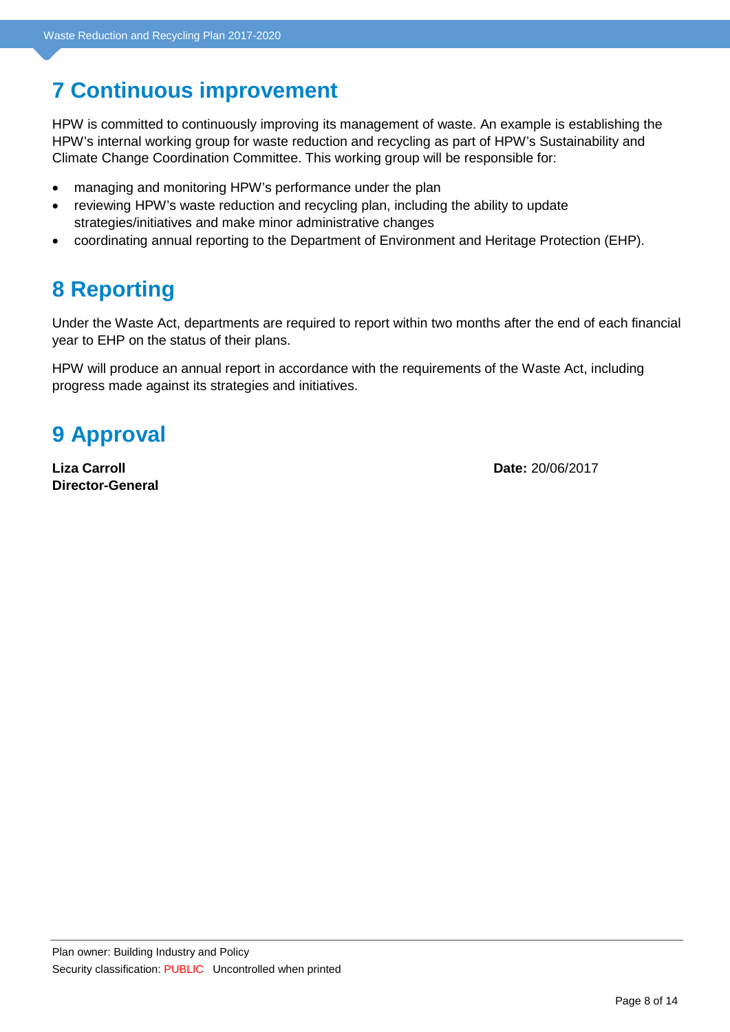# 7 Continuous improvement

HPW is committed to continuously improving its management of waste. An example is establishing the HPW's internal working group for waste reduction and recycling as part of HPW's Sustainability and Climate Change Coordination Committee. This working group will be responsible for:

- managing and monitoring HPW's performance under the plan
- reviewing HPW's waste reduction and recycling plan, including the ability to update strategies/initiatives and make minor administrative changes
- coordinating annual reporting to the Department of Environment and Heritage Protection (EHP).

# 8 Reporting

Under the Waste Act, departments are required to report within two months after the end of each financial year to EHP on the status of their plans.

HPW will produce an annual report in accordance with the requirements of the Waste Act, including progress made against its strategies and initiatives.

# 9 Approval

**Liza Carroll**
**Director-General**

**Date:** 20/06/2017

Plan owner: Building Industry and Policy
Security classification: PUBLIC Uncontrolled when printed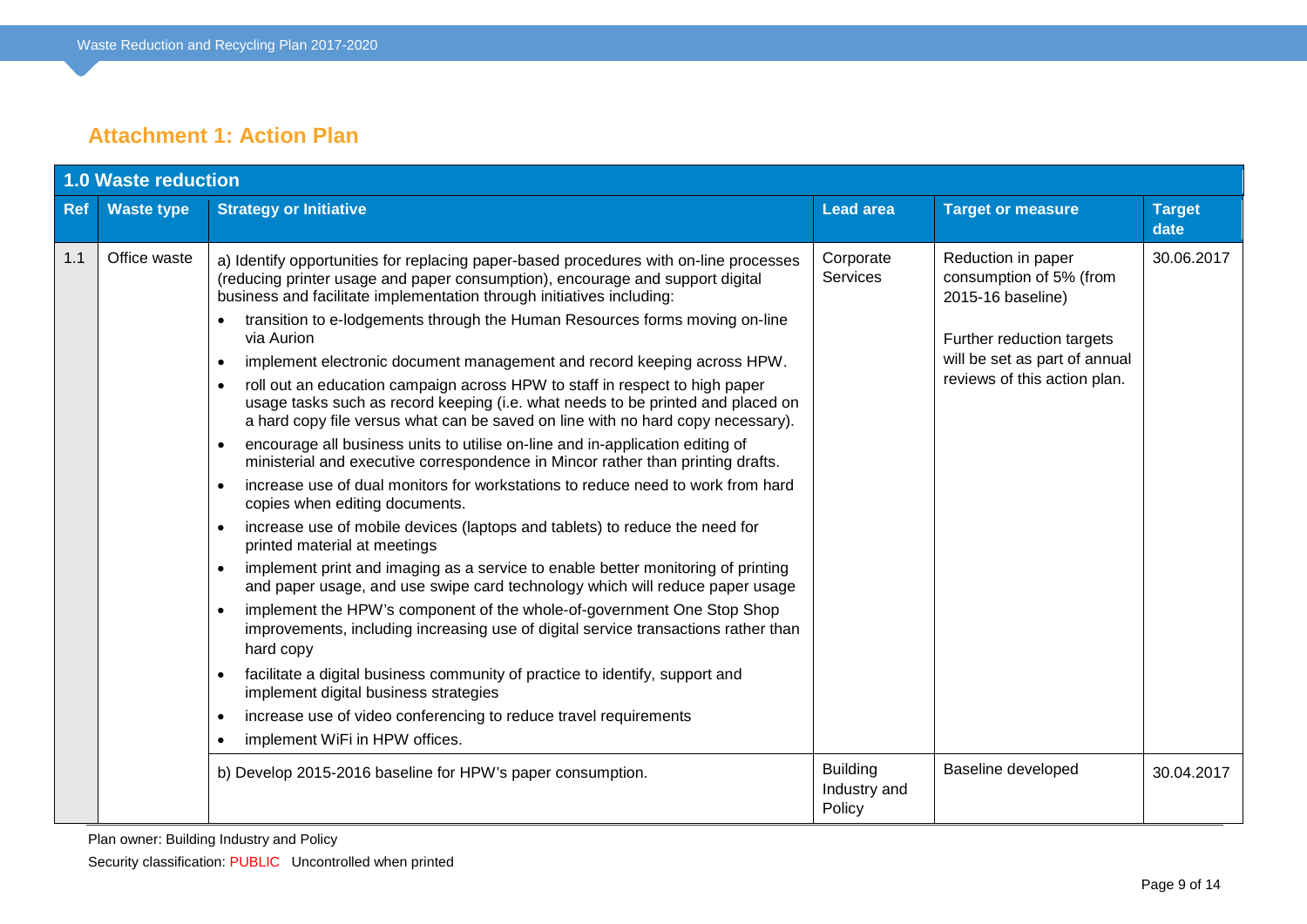## Attachment 1: Action Plan

| 1.0 Waste reduction | | | | | |
|---|---|---|---|---|---|
| **Ref** | **Waste type** | **Strategy or Initiative** | **Lead area** | **Target or measure** | **Target date** |
| 1.1 | Office waste | a) Identify opportunities for replacing paper-based procedures with on-line processes (reducing printer usage and paper consumption), encourage and support digital business and facilitate implementation through initiatives including:<br>• transition to e-lodgements through the Human Resources forms moving on-line via Aurion<br>• implement electronic document management and record keeping across HPW.<br>• roll out an education campaign across HPW to staff in respect to high paper usage tasks such as record keeping (i.e. what needs to be printed and placed on a hard copy file versus what can be saved on line with no hard copy necessary).<br>• encourage all business units to utilise on-line and in-application editing of ministerial and executive correspondence in Mincor rather than printing drafts.<br>• increase use of dual monitors for workstations to reduce need to work from hard copies when editing documents.<br>• increase use of mobile devices (laptops and tablets) to reduce the need for printed material at meetings<br>• implement print and imaging as a service to enable better monitoring of printing and paper usage, and use swipe card technology which will reduce paper usage<br>• implement the HPW's component of the whole-of-government One Stop Shop improvements, including increasing use of digital service transactions rather than hard copy<br>• facilitate a digital business community of practice to identify, support and implement digital business strategies<br>• increase use of video conferencing to reduce travel requirements<br>• implement WiFi in HPW offices. | Corporate Services | Reduction in paper consumption of 5% (from 2015-16 baseline)<br><br>Further reduction targets will be set as part of annual reviews of this action plan. | 30.06.2017 |
| | | b) Develop 2015-2016 baseline for HPW's paper consumption. | Building Industry and Policy | Baseline developed | 30.04.2017 |

Plan owner: Building Industry and Policy

Security classification: PUBLIC Uncontrolled when printed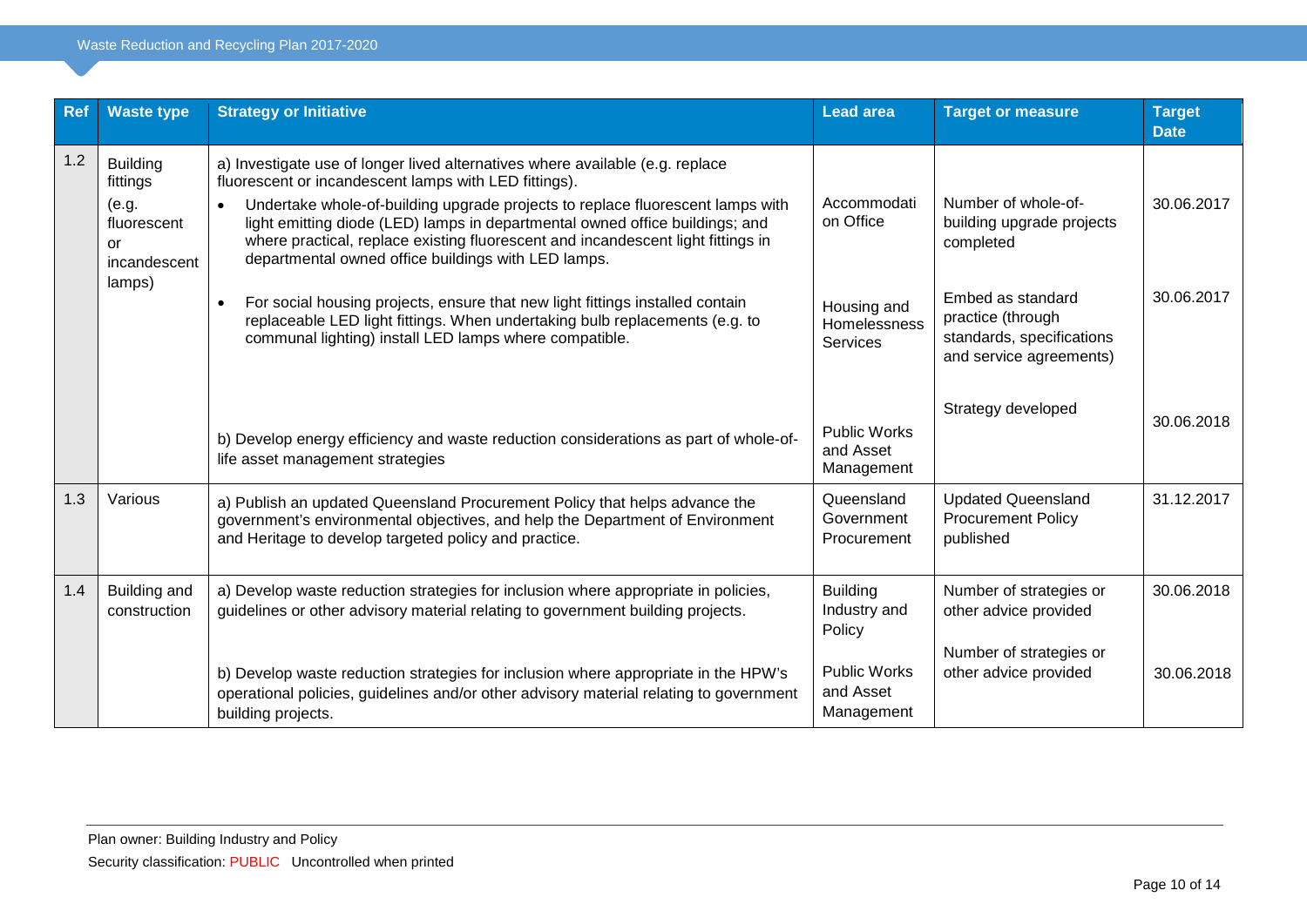| Ref | Waste type | Strategy or Initiative | Lead area | Target or measure | Target Date |
|---|---|---|---|---|---|
| 1.2 | Building fittings (e.g. fluorescent or incandescent lamps) | a) Investigate use of longer lived alternatives where available (e.g. replace fluorescent or incandescent lamps with LED fittings). | | | |
| | | • Undertake whole-of-building upgrade projects to replace fluorescent lamps with light emitting diode (LED) lamps in departmental owned office buildings; and where practical, replace existing fluorescent and incandescent light fittings in departmental owned office buildings with LED lamps. | Accommodation Office | Number of whole-of-building upgrade projects completed | 30.06.2017 |
| | | • For social housing projects, ensure that new light fittings installed contain replaceable LED light fittings. When undertaking bulb replacements (e.g. to communal lighting) install LED lamps where compatible. | Housing and Homelessness Services | Embed as standard practice (through standards, specifications and service agreements) | 30.06.2017 |
| | | b) Develop energy efficiency and waste reduction considerations as part of whole-of-life asset management strategies | Public Works and Asset Management | Strategy developed | 30.06.2018 |
| 1.3 | Various | a) Publish an updated Queensland Procurement Policy that helps advance the government's environmental objectives, and help the Department of Environment and Heritage to develop targeted policy and practice. | Queensland Government Procurement | Updated Queensland Procurement Policy published | 31.12.2017 |
| 1.4 | Building and construction | a) Develop waste reduction strategies for inclusion where appropriate in policies, guidelines or other advisory material relating to government building projects. | Building Industry and Policy | Number of strategies or other advice provided | 30.06.2018 |
| | | b) Develop waste reduction strategies for inclusion where appropriate in the HPW's operational policies, guidelines and/or other advisory material relating to government building projects. | Public Works and Asset Management | Number of strategies or other advice provided | 30.06.2018 |

Plan owner: Building Industry and Policy

Security classification: PUBLIC Uncontrolled when printed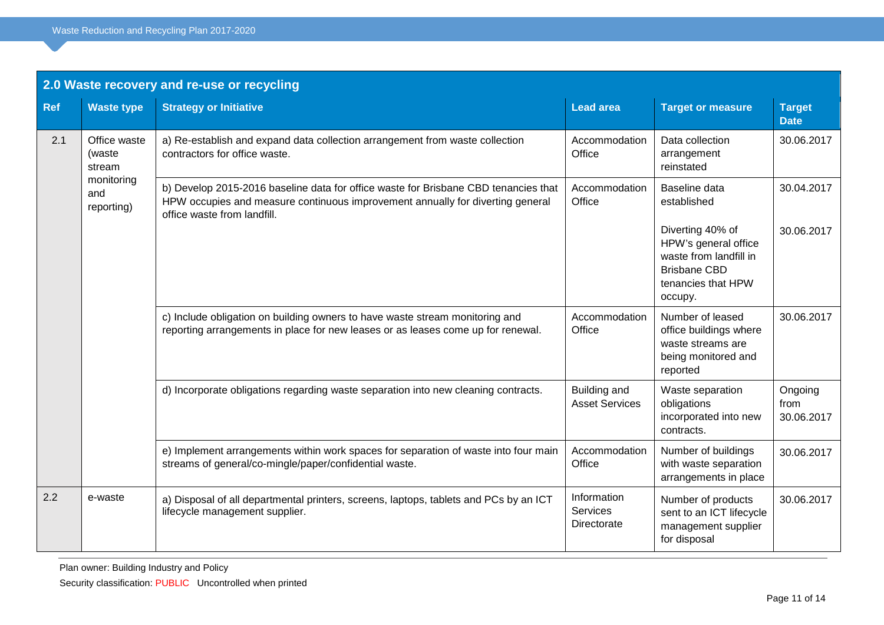## 2.0 Waste recovery and re-use or recycling

| Ref | Waste type | Strategy or Initiative | Lead area | Target or measure | Target Date |
|---|---|---|---|---|---|
| 2.1 | Office waste (waste stream monitoring and reporting) | a) Re-establish and expand data collection arrangement from waste collection contractors for office waste. | Accommodation Office | Data collection arrangement reinstated | 30.06.2017 |
| | | b) Develop 2015-2016 baseline data for office waste for Brisbane CBD tenancies that HPW occupies and measure continuous improvement annually for diverting general office waste from landfill. | Accommodation Office | Baseline data established | 30.04.2017 |
| | | | | Diverting 40% of HPW's general office waste from landfill in Brisbane CBD tenancies that HPW occupy. | 30.06.2017 |
| | | c) Include obligation on building owners to have waste stream monitoring and reporting arrangements in place for new leases or as leases come up for renewal. | Accommodation Office | Number of leased office buildings where waste streams are being monitored and reported | 30.06.2017 |
| | | d) Incorporate obligations regarding waste separation into new cleaning contracts. | Building and Asset Services | Waste separation obligations incorporated into new contracts. | Ongoing from 30.06.2017 |
| | | e) Implement arrangements within work spaces for separation of waste into four main streams of general/co-mingle/paper/confidential waste. | Accommodation Office | Number of buildings with waste separation arrangements in place | 30.06.2017 |
| 2.2 | e-waste | a) Disposal of all departmental printers, screens, laptops, tablets and PCs by an ICT lifecycle management supplier. | Information Services Directorate | Number of products sent to an ICT lifecycle management supplier for disposal | 30.06.2017 |

Plan owner: Building Industry and Policy

Security classification: PUBLIC Uncontrolled when printed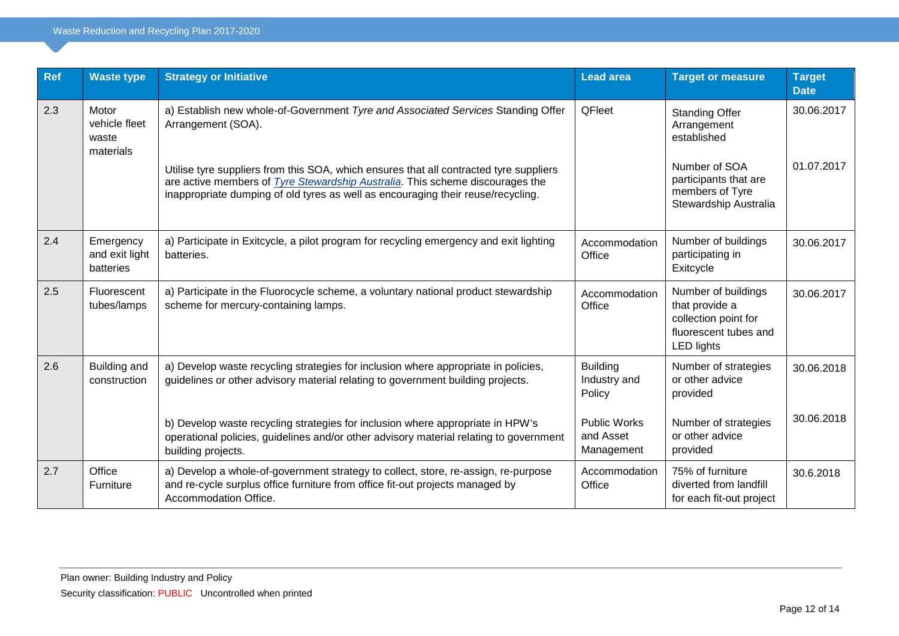| Ref | Waste type | Strategy or Initiative | Lead area | Target or measure | Target Date |
|---|---|---|---|---|---|
| 2.3 | Motor vehicle fleet waste materials | a) Establish new whole-of-Government *Tyre and Associated Services* Standing Offer Arrangement (SOA). | QFleet | Standing Offer Arrangement established | 30.06.2017 |
| | | Utilise tyre suppliers from this SOA, which ensures that all contracted tyre suppliers are active members of *Tyre Stewardship Australia*. This scheme discourages the inappropriate dumping of old tyres as well as encouraging their reuse/recycling. | | Number of SOA participants that are members of Tyre Stewardship Australia | 01.07.2017 |
| 2.4 | Emergency and exit light batteries | a) Participate in Exitcycle, a pilot program for recycling emergency and exit lighting batteries. | Accommodation Office | Number of buildings participating in Exitcycle | 30.06.2017 |
| 2.5 | Fluorescent tubes/lamps | a) Participate in the Fluorocycle scheme, a voluntary national product stewardship scheme for mercury-containing lamps. | Accommodation Office | Number of buildings that provide a collection point for fluorescent tubes and LED lights | 30.06.2017 |
| 2.6 | Building and construction | a) Develop waste recycling strategies for inclusion where appropriate in policies, guidelines or other advisory material relating to government building projects. | Building Industry and Policy | Number of strategies or other advice provided | 30.06.2018 |
| | | b) Develop waste recycling strategies for inclusion where appropriate in HPW's operational policies, guidelines and/or other advisory material relating to government building projects. | Public Works and Asset Management | Number of strategies or other advice provided | 30.06.2018 |
| 2.7 | Office Furniture | a) Develop a whole-of-government strategy to collect, store, re-assign, re-purpose and re-cycle surplus office furniture from office fit-out projects managed by Accommodation Office. | Accommodation Office | 75% of furniture diverted from landfill for each fit-out project | 30.6.2018 |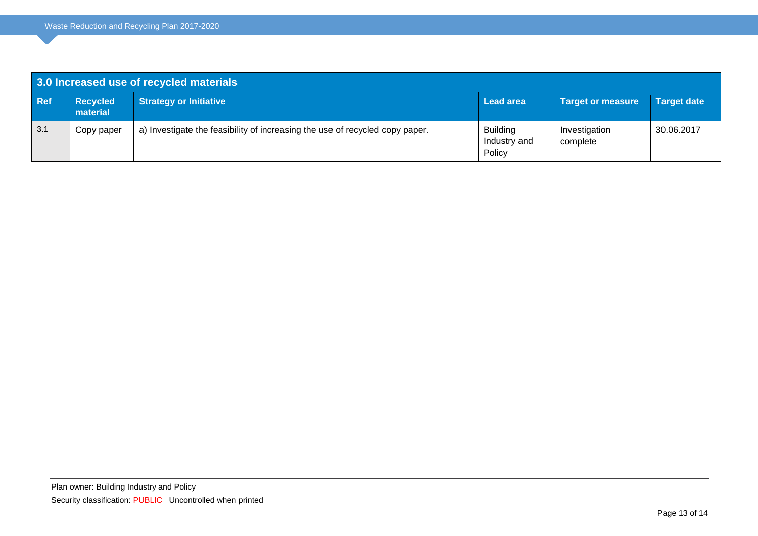| 3.0 Increased use of recycled materials | | | | | |
|---|---|---|---|---|---|
| **Ref** | **Recycled material** | **Strategy or Initiative** | **Lead area** | **Target or measure** | **Target date** |
| 3.1 | Copy paper | a) Investigate the feasibility of increasing the use of recycled copy paper. | Building Industry and Policy | Investigation complete | 30.06.2017 |

Plan owner: Building Industry and Policy

Security classification: PUBLIC Uncontrolled when printed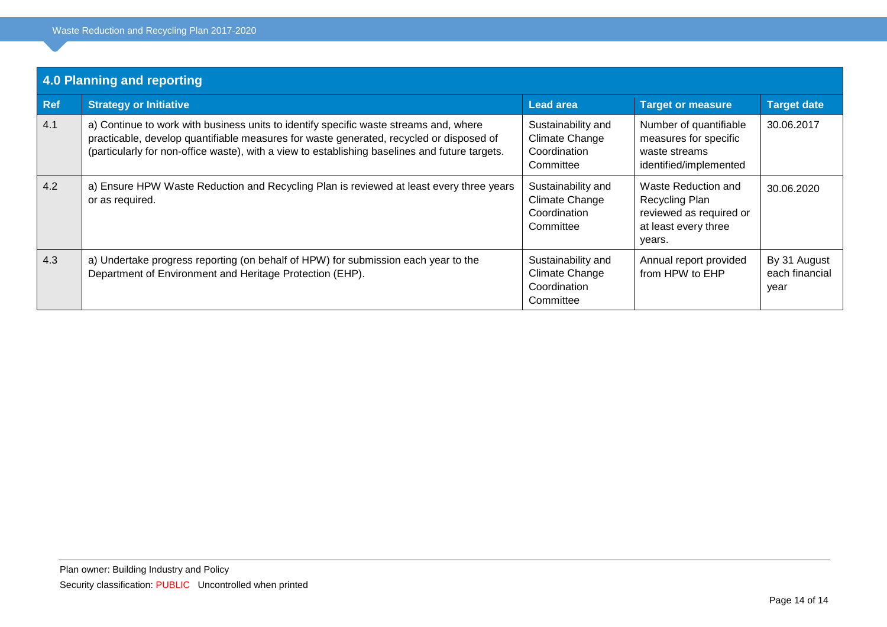## 4.0 Planning and reporting

| Ref | Strategy or Initiative | Lead area | Target or measure | Target date |
|---|---|---|---|---|
| 4.1 | a) Continue to work with business units to identify specific waste streams and, where practicable, develop quantifiable measures for waste generated, recycled or disposed of (particularly for non-office waste), with a view to establishing baselines and future targets. | Sustainability and Climate Change Coordination Committee | Number of quantifiable measures for specific waste streams identified/implemented | 30.06.2017 |
| 4.2 | a) Ensure HPW Waste Reduction and Recycling Plan is reviewed at least every three years or as required. | Sustainability and Climate Change Coordination Committee | Waste Reduction and Recycling Plan reviewed as required or at least every three years. | 30.06.2020 |
| 4.3 | a) Undertake progress reporting (on behalf of HPW) for submission each year to the Department of Environment and Heritage Protection (EHP). | Sustainability and Climate Change Coordination Committee | Annual report provided from HPW to EHP | By 31 August each financial year |